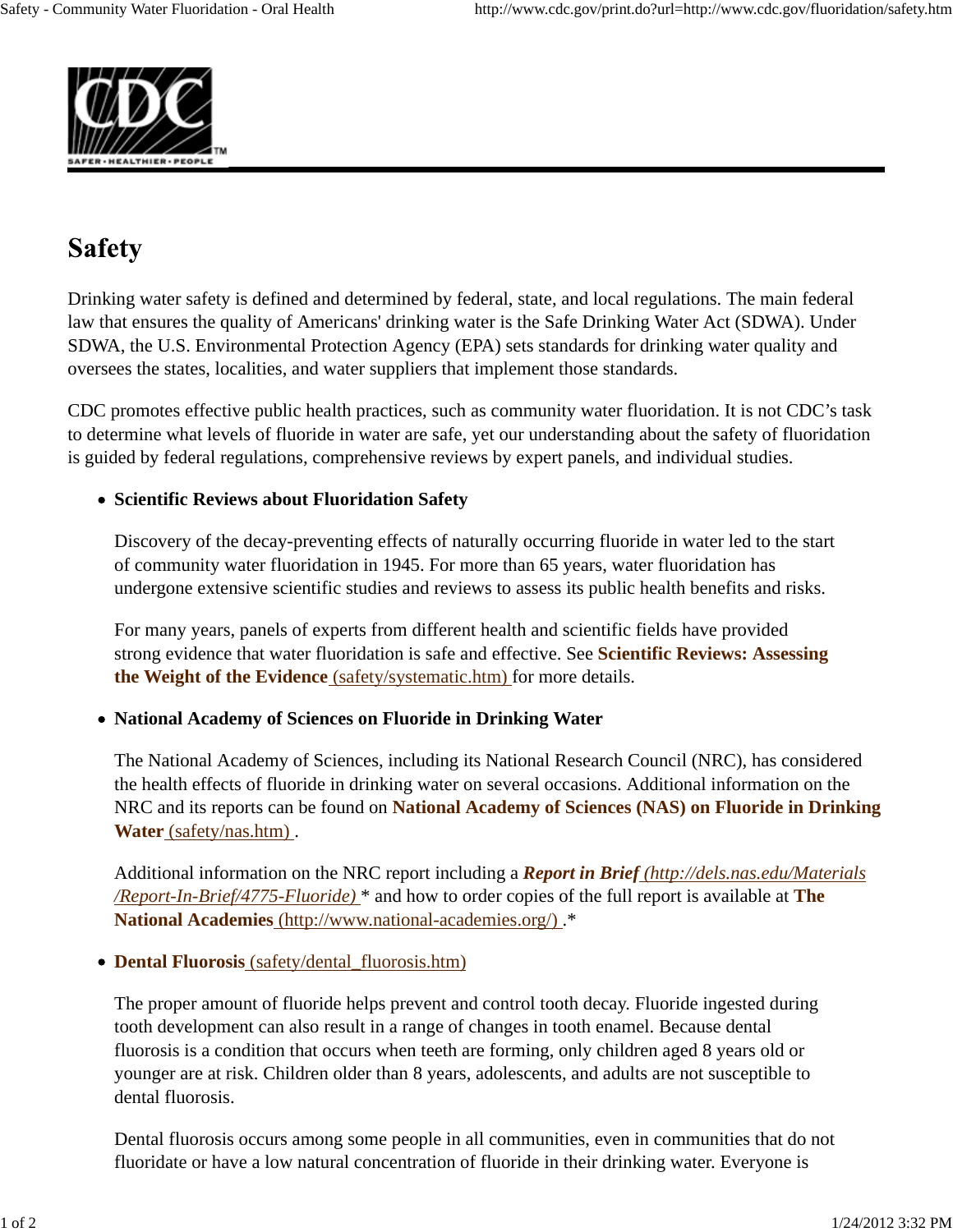# Safety

Drinking water safety is defined and determined by federal, state, and local regulations. The main federal law that ensures the quality of Americans' drinking water is the Safe Drinking Water Act (SDWA). Under SDWA, the U.S. Environmental Protection Agency (EPA) sets standards for drinking water quality and oversees the states, localities, and water suppliers that implement those standards.

CDC promotes effective public health practices, such as community water fluoridation. It is not CDC's task to determine what levels of fluoride in water are safe, yet our understanding about the safety of fluoridation is guided by federal regulations, comprehensive reviews by expert panels, and individual studies.

- **Scientific Reviews about Fluoridation Safety**

  Discovery of the decay-preventing effects of naturally occurring fluoride in water led to the start of community water fluoridation in 1945. For more than 65 years, water fluoridation has undergone extensive scientific studies and reviews to assess its public health benefits and risks.

  For many years, panels of experts from different health and scientific fields have provided strong evidence that water fluoridation is safe and effective. See **Scientific Reviews: Assessing the Weight of the Evidence** (safety/systematic.htm) for more details.

- **National Academy of Sciences on Fluoride in Drinking Water**

  The National Academy of Sciences, including its National Research Council (NRC), has considered the health effects of fluoride in drinking water on several occasions. Additional information on the NRC and its reports can be found on **National Academy of Sciences (NAS) on Fluoride in Drinking Water** (safety/nas.htm) .

  Additional information on the NRC report including a ***Report in Brief*** *(http://dels.nas.edu/Materials/Report-In-Brief/4775-Fluoride)* * and how to order copies of the full report is available at **The National Academies** (http://www.national-academies.org/) .*

- **Dental Fluorosis** (safety/dental_fluorosis.htm)

  The proper amount of fluoride helps prevent and control tooth decay. Fluoride ingested during tooth development can also result in a range of changes in tooth enamel. Because dental fluorosis is a condition that occurs when teeth are forming, only children aged 8 years old or younger are at risk. Children older than 8 years, adolescents, and adults are not susceptible to dental fluorosis.

  Dental fluorosis occurs among some people in all communities, even in communities that do not fluoridate or have a low natural concentration of fluoride in their drinking water. Everyone is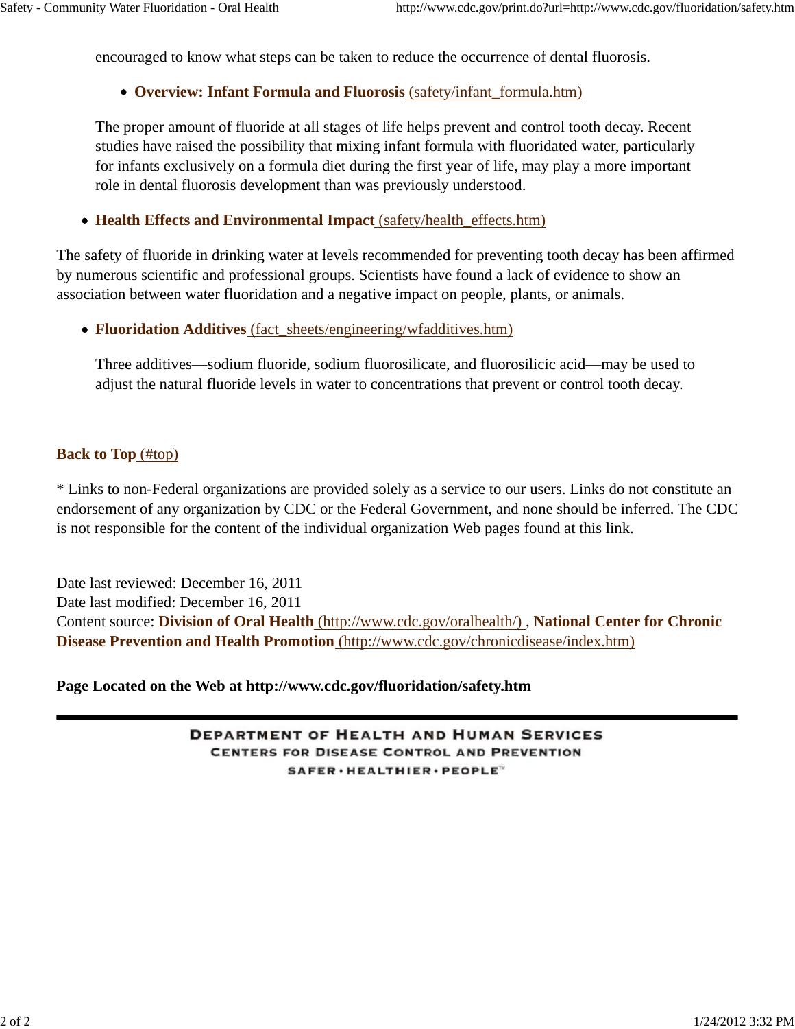encouraged to know what steps can be taken to reduce the occurrence of dental fluorosis.

- **Overview: Infant Formula and Fluorosis** (safety/infant_formula.htm)

  The proper amount of fluoride at all stages of life helps prevent and control tooth decay. Recent studies have raised the possibility that mixing infant formula with fluoridated water, particularly for infants exclusively on a formula diet during the first year of life, may play a more important role in dental fluorosis development than was previously understood.

- **Health Effects and Environmental Impact** (safety/health_effects.htm)

The safety of fluoride in drinking water at levels recommended for preventing tooth decay has been affirmed by numerous scientific and professional groups. Scientists have found a lack of evidence to show an association between water fluoridation and a negative impact on people, plants, or animals.

- **Fluoridation Additives** (fact_sheets/engineering/wfadditives.htm)

  Three additives—sodium fluoride, sodium fluorosilicate, and fluorosilicic acid—may be used to adjust the natural fluoride levels in water to concentrations that prevent or control tooth decay.

**Back to Top** (#top)

* Links to non-Federal organizations are provided solely as a service to our users. Links do not constitute an endorsement of any organization by CDC or the Federal Government, and none should be inferred. The CDC is not responsible for the content of the individual organization Web pages found at this link.

Date last reviewed: December 16, 2011
Date last modified: December 16, 2011
Content source: **Division of Oral Health** (http://www.cdc.gov/oralhealth/) , **National Center for Chronic Disease Prevention and Health Promotion** (http://www.cdc.gov/chronicdisease/index.htm)

**Page Located on the Web at http://www.cdc.gov/fluoridation/safety.htm**

---

DEPARTMENT OF HEALTH AND HUMAN SERVICES
CENTERS FOR DISEASE CONTROL AND PREVENTION
SAFER • HEALTHIER • PEOPLE™